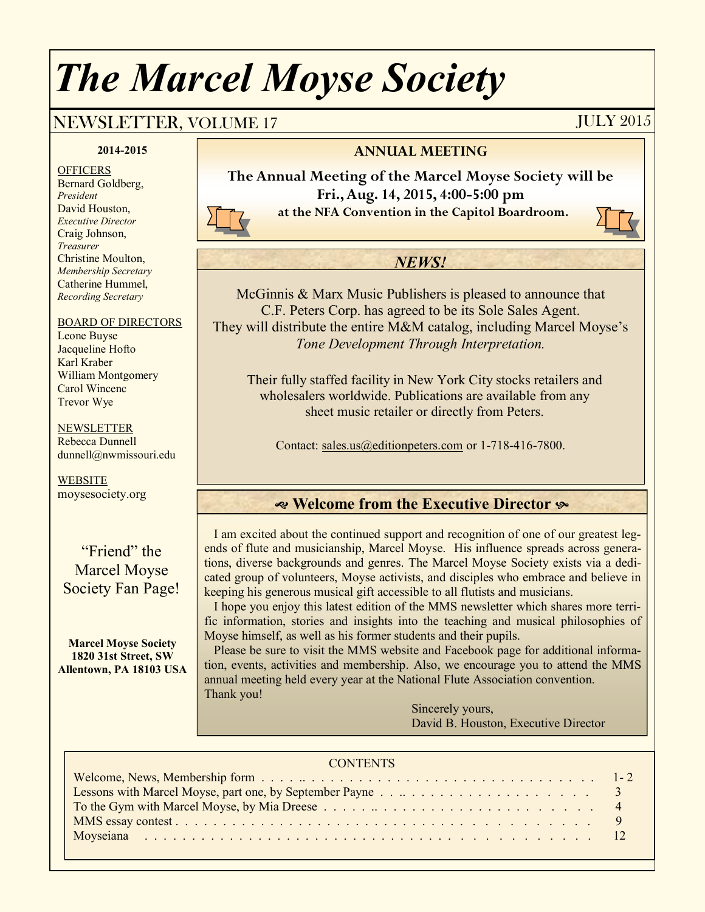# *The Marcel Moyse Society*

## NEWSLETTER, VOLUME 17 — JULY 2015

**2014-2015**

OFFICERS
Bernard Goldberg, *President*
David Houston, *Executive Director*
Craig Johnson, *Treasurer*
Christine Moulton, *Membership Secretary*
Catherine Hummel, *Recording Secretary*

BOARD OF DIRECTORS
Leone Buyse
Jacqueline Hofto
Karl Kraber
William Montgomery
Carol Wincenc
Trevor Wye

NEWSLETTER
Rebecca Dunnell
dunnell@nwmissouri.edu

WEBSITE
moysesociety.org

"Friend" the Marcel Moyse Society Fan Page!

**Marcel Moyse Society**
**1820 31st Street, SW**
**Allentown, PA 18103 USA**

### ANNUAL MEETING

**The Annual Meeting of the Marcel Moyse Society will be Fri., Aug. 14, 2015, 4:00-5:00 pm at the NFA Convention in the Capitol Boardroom.**

### *NEWS!*

McGinnis & Marx Music Publishers is pleased to announce that C.F. Peters Corp. has agreed to be its Sole Sales Agent. They will distribute the entire M&M catalog, including Marcel Moyse's *Tone Development Through Interpretation.*

Their fully staffed facility in New York City stocks retailers and wholesalers worldwide. Publications are available from any sheet music retailer or directly from Peters.

Contact: sales.us@editionpeters.com or 1-718-416-7800.

### Welcome from the Executive Director

I am excited about the continued support and recognition of one of our greatest legends of flute and musicianship, Marcel Moyse. His influence spreads across generations, diverse backgrounds and genres. The Marcel Moyse Society exists via a dedicated group of volunteers, Moyse activists, and disciples who embrace and believe in keeping his generous musical gift accessible to all flutists and musicians.

I hope you enjoy this latest edition of the MMS newsletter which shares more terrific information, stories and insights into the teaching and musical philosophies of Moyse himself, as well as his former students and their pupils.

Please be sure to visit the MMS website and Facebook page for additional information, events, activities and membership. Also, we encourage you to attend the MMS annual meeting held every year at the National Flute Association convention.
Thank you!

Sincerely yours,
David B. Houston, Executive Director

### CONTENTS

| | |
|---|---|
| Welcome, News, Membership form | 1- 2 |
| Lessons with Marcel Moyse, part one, by September Payne | 3 |
| To the Gym with Marcel Moyse, by Mia Dreese | 4 |
| MMS essay contest | 9 |
| Moyseiana | 12 |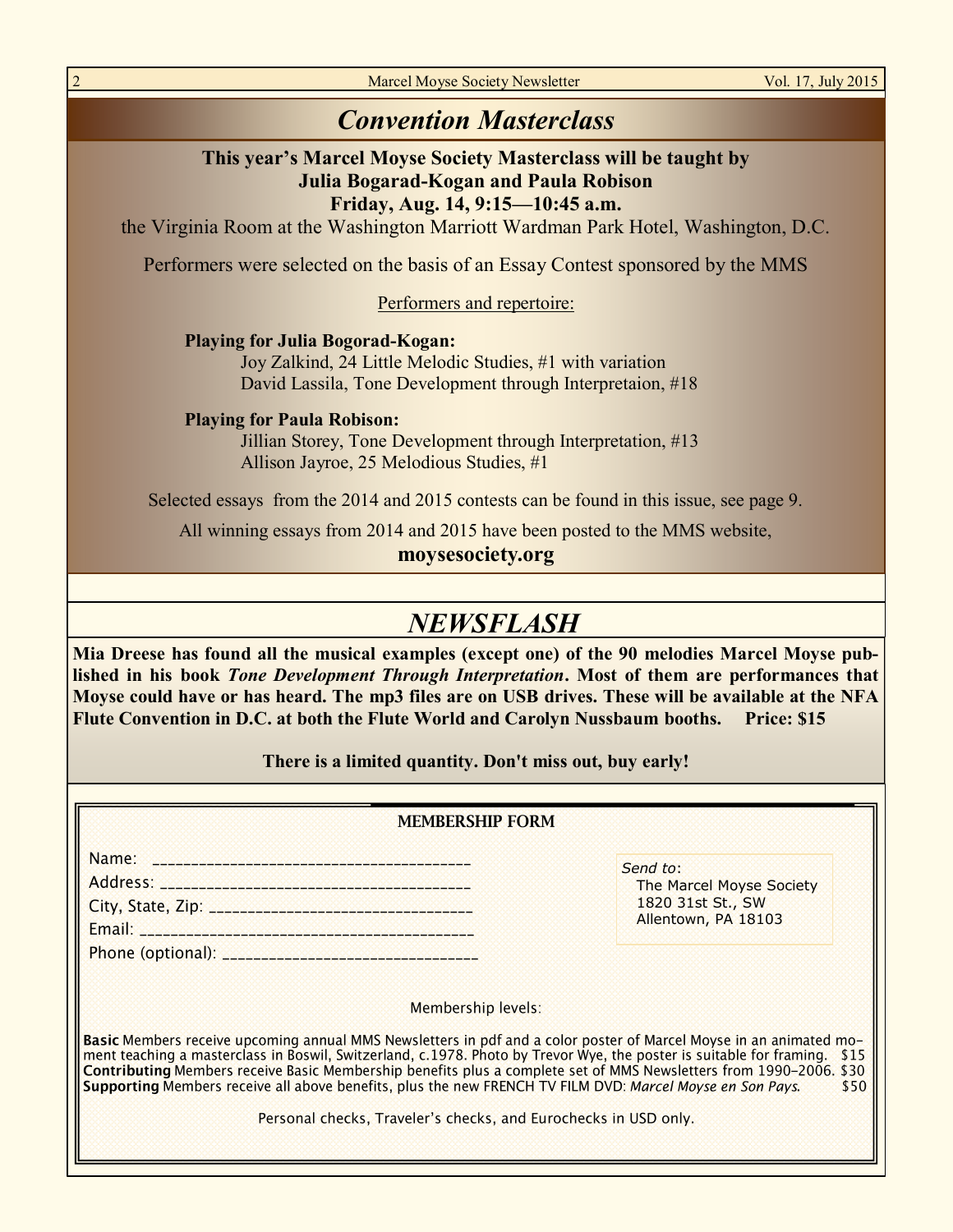## *Convention Masterclass*

**This year's Marcel Moyse Society Masterclass will be taught by Julia Bogarad-Kogan and Paula Robison**

**Friday, Aug. 14, 9:15—10:45 a.m.**

the Virginia Room at the Washington Marriott Wardman Park Hotel, Washington, D.C.

Performers were selected on the basis of an Essay Contest sponsored by the MMS

Performers and repertoire:

**Playing for Julia Bogorad-Kogan:**

Joy Zalkind, 24 Little Melodic Studies, #1 with variation
David Lassila, Tone Development through Interpretaion, #18

**Playing for Paula Robison:**

Jillian Storey, Tone Development through Interpretation, #13
Allison Jayroe, 25 Melodious Studies, #1

Selected essays from the 2014 and 2015 contests can be found in this issue, see page 9.

All winning essays from 2014 and 2015 have been posted to the MMS website,

**moysesociety.org**

## *NEWSFLASH*

**Mia Dreese has found all the musical examples (except one) of the 90 melodies Marcel Moyse published in his book *Tone Development Through Interpretation*. Most of them are performances that Moyse could have or has heard. The mp3 files are on USB drives. These will be available at the NFA Flute Convention in D.C. at both the Flute World and Carolyn Nussbaum booths. Price: $15**

**There is a limited quantity. Don't miss out, buy early!**

### MEMBERSHIP FORM

Name: ________________________________________
Address: ______________________________________
City, State, Zip: ________________________________
Email: _________________________________________
Phone (optional): _______________________________

*Send to*:
The Marcel Moyse Society
1820 31st St., SW
Allentown, PA 18103

Membership levels:

**Basic** Members receive upcoming annual MMS Newsletters in pdf and a color poster of Marcel Moyse in an animated moment teaching a masterclass in Boswil, Switzerland, c.1978. Photo by Trevor Wye, the poster is suitable for framing. $15

**Contributing** Members receive Basic Membership benefits plus a complete set of MMS Newsletters from 1990–2006. $30

**Supporting** Members receive all above benefits, plus the new FRENCH TV FILM DVD: *Marcel Moyse en Son Pays*. $50

Personal checks, Traveler's checks, and Eurochecks in USD only.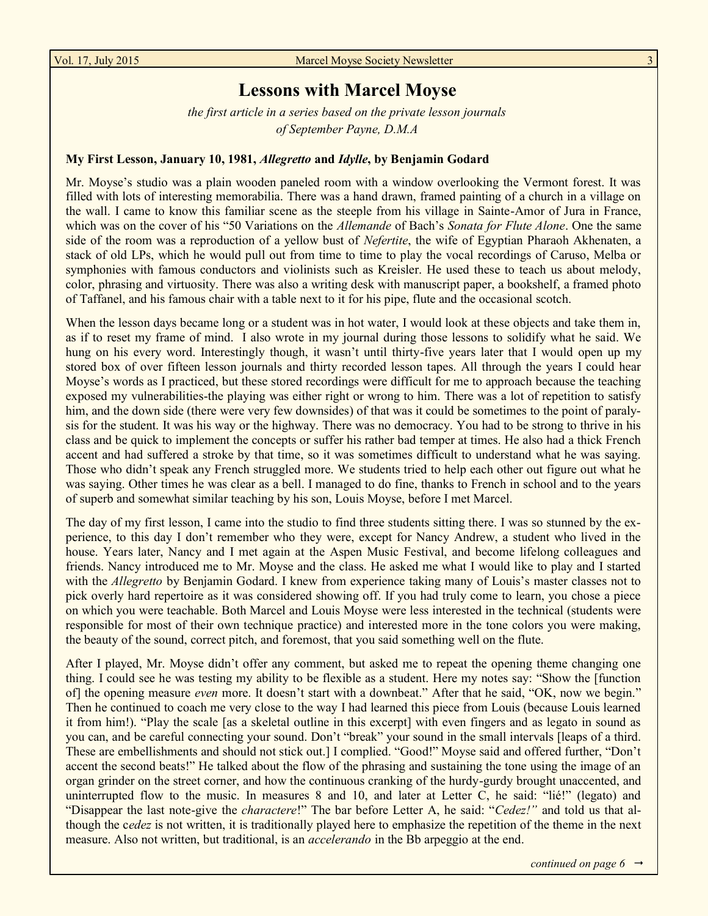# Lessons with Marcel Moyse

*the first article in a series based on the private lesson journals of September Payne, D.M.A*

**My First Lesson, January 10, 1981, *Allegretto* and *Idylle*, by Benjamin Godard**

Mr. Moyse's studio was a plain wooden paneled room with a window overlooking the Vermont forest. It was filled with lots of interesting memorabilia. There was a hand drawn, framed painting of a church in a village on the wall. I came to know this familiar scene as the steeple from his village in Sainte-Amor of Jura in France, which was on the cover of his "50 Variations on the *Allemande* of Bach's *Sonata for Flute Alone*. One the same side of the room was a reproduction of a yellow bust of *Nefertite*, the wife of Egyptian Pharaoh Akhenaten, a stack of old LPs, which he would pull out from time to time to play the vocal recordings of Caruso, Melba or symphonies with famous conductors and violinists such as Kreisler. He used these to teach us about melody, color, phrasing and virtuosity. There was also a writing desk with manuscript paper, a bookshelf, a framed photo of Taffanel, and his famous chair with a table next to it for his pipe, flute and the occasional scotch.

When the lesson days became long or a student was in hot water, I would look at these objects and take them in, as if to reset my frame of mind. I also wrote in my journal during those lessons to solidify what he said. We hung on his every word. Interestingly though, it wasn't until thirty-five years later that I would open up my stored box of over fifteen lesson journals and thirty recorded lesson tapes. All through the years I could hear Moyse's words as I practiced, but these stored recordings were difficult for me to approach because the teaching exposed my vulnerabilities-the playing was either right or wrong to him. There was a lot of repetition to satisfy him, and the down side (there were very few downsides) of that was it could be sometimes to the point of paralysis for the student. It was his way or the highway. There was no democracy. You had to be strong to thrive in his class and be quick to implement the concepts or suffer his rather bad temper at times. He also had a thick French accent and had suffered a stroke by that time, so it was sometimes difficult to understand what he was saying. Those who didn't speak any French struggled more. We students tried to help each other out figure out what he was saying. Other times he was clear as a bell. I managed to do fine, thanks to French in school and to the years of superb and somewhat similar teaching by his son, Louis Moyse, before I met Marcel.

The day of my first lesson, I came into the studio to find three students sitting there. I was so stunned by the experience, to this day I don't remember who they were, except for Nancy Andrew, a student who lived in the house. Years later, Nancy and I met again at the Aspen Music Festival, and become lifelong colleagues and friends. Nancy introduced me to Mr. Moyse and the class. He asked me what I would like to play and I started with the *Allegretto* by Benjamin Godard. I knew from experience taking many of Louis's master classes not to pick overly hard repertoire as it was considered showing off. If you had truly come to learn, you chose a piece on which you were teachable. Both Marcel and Louis Moyse were less interested in the technical (students were responsible for most of their own technique practice) and interested more in the tone colors you were making, the beauty of the sound, correct pitch, and foremost, that you said something well on the flute.

After I played, Mr. Moyse didn't offer any comment, but asked me to repeat the opening theme changing one thing. I could see he was testing my ability to be flexible as a student. Here my notes say: "Show the [function of] the opening measure *even* more. It doesn't start with a downbeat." After that he said, "OK, now we begin." Then he continued to coach me very close to the way I had learned this piece from Louis (because Louis learned it from him!). "Play the scale [as a skeletal outline in this excerpt] with even fingers and as legato in sound as you can, and be careful connecting your sound. Don't "break" your sound in the small intervals [leaps of a third. These are embellishments and should not stick out.] I complied. "Good!" Moyse said and offered further, "Don't accent the second beats!" He talked about the flow of the phrasing and sustaining the tone using the image of an organ grinder on the street corner, and how the continuous cranking of the hurdy-gurdy brought unaccented, and uninterrupted flow to the music. In measures 8 and 10, and later at Letter C, he said: "lié!" (legato) and "Disappear the last note-give the *charactere*!" The bar before Letter A, he said: "*Cedez!"* and told us that although the c*edez* is not written, it is traditionally played here to emphasize the repetition of the theme in the next measure. Also not written, but traditional, is an *accelerando* in the Bb arpeggio at the end.

*continued on page 6* →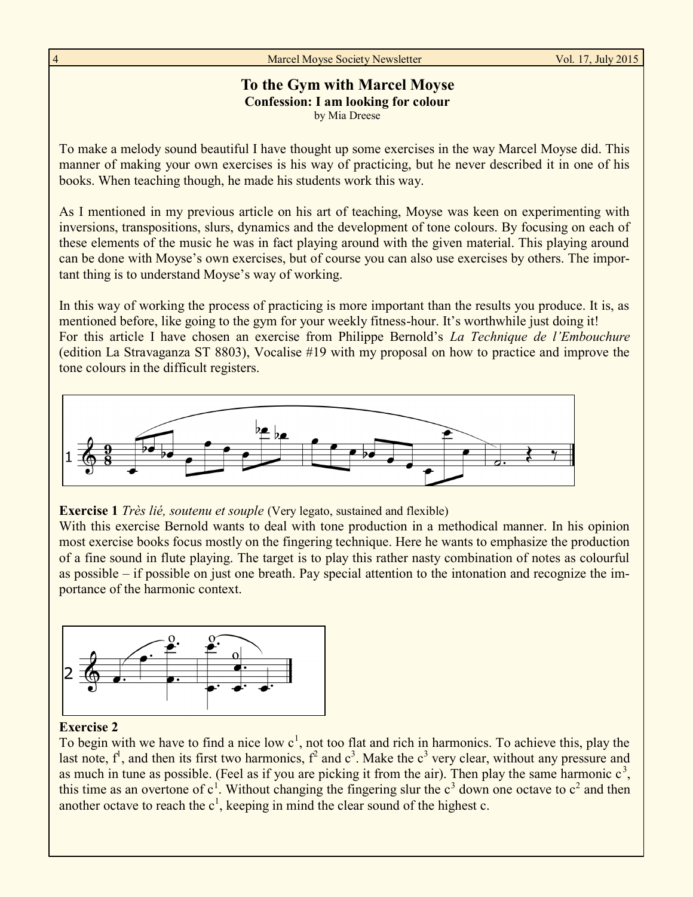# To the Gym with Marcel Moyse

## Confession: I am looking for colour

by Mia Dreese

To make a melody sound beautiful I have thought up some exercises in the way Marcel Moyse did. This manner of making your own exercises is his way of practicing, but he never described it in one of his books. When teaching though, he made his students work this way.

As I mentioned in my previous article on his art of teaching, Moyse was keen on experimenting with inversions, transpositions, slurs, dynamics and the development of tone colours. By focusing on each of these elements of the music he was in fact playing around with the given material. This playing around can be done with Moyse's own exercises, but of course you can also use exercises by others. The important thing is to understand Moyse's way of working.

In this way of working the process of practicing is more important than the results you produce. It is, as mentioned before, like going to the gym for your weekly fitness-hour. It's worthwhile just doing it!
For this article I have chosen an exercise from Philippe Bernold's *La Technique de l'Embouchure* (edition La Stravaganza ST 8803), Vocalise #19 with my proposal on how to practice and improve the tone colours in the difficult registers.

**Exercise 1** *Très lié, soutenu et souple* (Very legato, sustained and flexible)
With this exercise Bernold wants to deal with tone production in a methodical manner. In his opinion most exercise books focus mostly on the fingering technique. Here he wants to emphasize the production of a fine sound in flute playing. The target is to play this rather nasty combination of notes as colourful as possible – if possible on just one breath. Pay special attention to the intonation and recognize the importance of the harmonic context.

**Exercise 2**
To begin with we have to find a nice low $c^1$, not too flat and rich in harmonics. To achieve this, play the last note, $f^1$, and then its first two harmonics, $f^2$ and $c^3$. Make the $c^3$ very clear, without any pressure and as much in tune as possible. (Feel as if you are picking it from the air). Then play the same harmonic $c^3$, this time as an overtone of $c^1$. Without changing the fingering slur the $c^3$ down one octave to $c^2$ and then another octave to reach the $c^1$, keeping in mind the clear sound of the highest c.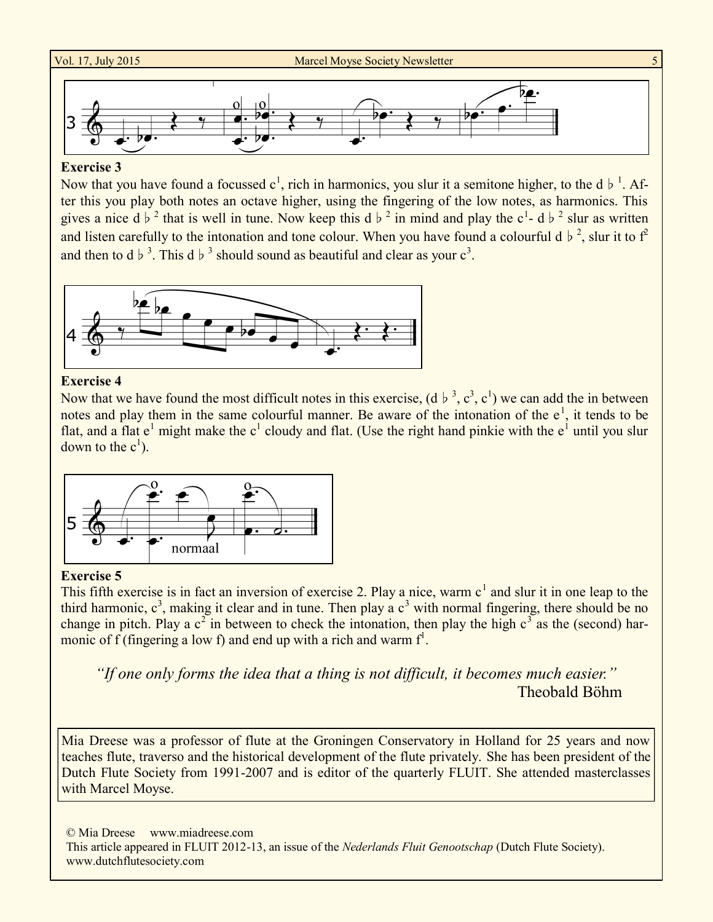**Exercise 3**

Now that you have found a focussed c[1], rich in harmonics, you slur it a semitone higher, to the d♭[1]. After this you play both notes an octave higher, using the fingering of the low notes, as harmonics. This gives a nice d♭[2] that is well in tune. Now keep this d♭[2] in mind and play the c[1]- d♭[2] slur as written and listen carefully to the intonation and tone colour. When you have found a colourful d♭[2], slur it to f[2] and then to d♭[3]. This d♭[3] should sound as beautiful and clear as your c[3].

**Exercise 4**

Now that we have found the most difficult notes in this exercise, (d♭[3], c[3], c[1]) we can add the in between notes and play them in the same colourful manner. Be aware of the intonation of the e[1], it tends to be flat, and a flat e[1] might make the c[1] cloudy and flat. (Use the right hand pinkie with the e[1] until you slur down to the c[1]).

normaal

**Exercise 5**

This fifth exercise is in fact an inversion of exercise 2. Play a nice, warm c[1] and slur it in one leap to the third harmonic, c[3], making it clear and in tune. Then play a c[3] with normal fingering, there should be no change in pitch. Play a c[2] in between to check the intonation, then play the high c[3] as the (second) harmonic of f (fingering a low f) and end up with a rich and warm f[1].

> *"If one only forms the idea that a thing is not difficult, it becomes much easier."*
>
> Theobald Böhm

Mia Dreese was a professor of flute at the Groningen Conservatory in Holland for 25 years and now teaches flute, traverso and the historical development of the flute privately. She has been president of the Dutch Flute Society from 1991-2007 and is editor of the quarterly FLUIT. She attended masterclasses with Marcel Moyse.

© Mia Dreese www.miadreese.com

This article appeared in FLUIT 2012-13, an issue of the *Nederlands Fluit Genootschap* (Dutch Flute Society).

www.dutchflutesociety.com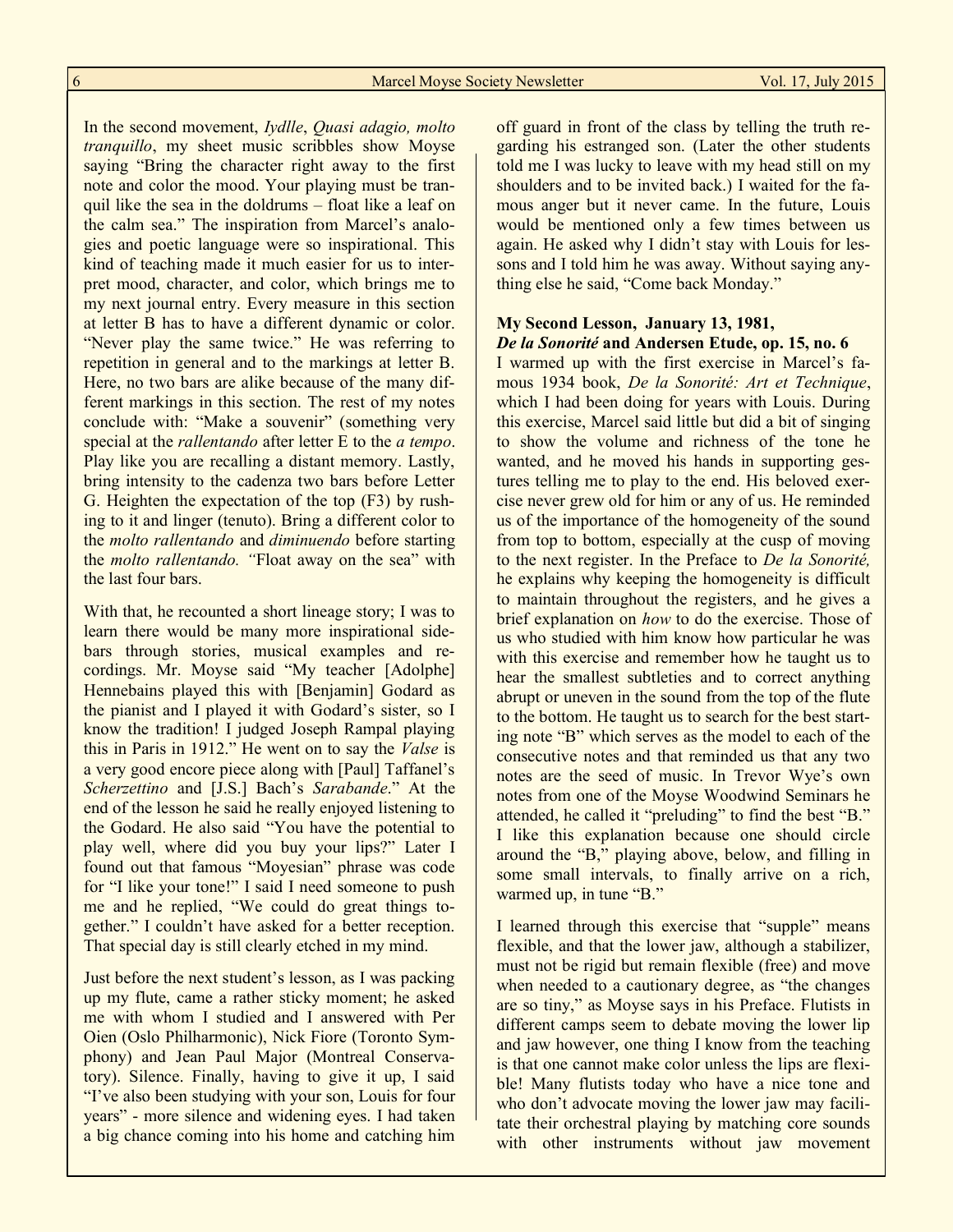In the second movement, *Iydlle*, *Quasi adagio, molto tranquillo*, my sheet music scribbles show Moyse saying "Bring the character right away to the first note and color the mood. Your playing must be tranquil like the sea in the doldrums – float like a leaf on the calm sea." The inspiration from Marcel's analogies and poetic language were so inspirational. This kind of teaching made it much easier for us to interpret mood, character, and color, which brings me to my next journal entry. Every measure in this section at letter B has to have a different dynamic or color. "Never play the same twice." He was referring to repetition in general and to the markings at letter B. Here, no two bars are alike because of the many different markings in this section. The rest of my notes conclude with: "Make a souvenir" (something very special at the *rallentando* after letter E to the *a tempo*. Play like you are recalling a distant memory. Lastly, bring intensity to the cadenza two bars before Letter G. Heighten the expectation of the top (F3) by rushing to it and linger (tenuto). Bring a different color to the *molto rallentando* and *diminuendo* before starting the *molto rallentando. "*Float away on the sea" with the last four bars.

With that, he recounted a short lineage story; I was to learn there would be many more inspirational sidebars through stories, musical examples and recordings. Mr. Moyse said "My teacher [Adolphe] Hennebains played this with [Benjamin] Godard as the pianist and I played it with Godard's sister, so I know the tradition! I judged Joseph Rampal playing this in Paris in 1912." He went on to say the *Valse* is a very good encore piece along with [Paul] Taffanel's *Scherzettino* and [J.S.] Bach's *Sarabande*." At the end of the lesson he said he really enjoyed listening to the Godard. He also said "You have the potential to play well, where did you buy your lips?" Later I found out that famous "Moyesian" phrase was code for "I like your tone!" I said I need someone to push me and he replied, "We could do great things together." I couldn't have asked for a better reception. That special day is still clearly etched in my mind.

Just before the next student's lesson, as I was packing up my flute, came a rather sticky moment; he asked me with whom I studied and I answered with Per Oien (Oslo Philharmonic), Nick Fiore (Toronto Symphony) and Jean Paul Major (Montreal Conservatory). Silence. Finally, having to give it up, I said "I've also been studying with your son, Louis for four years" - more silence and widening eyes. I had taken a big chance coming into his home and catching him off guard in front of the class by telling the truth regarding his estranged son. (Later the other students told me I was lucky to leave with my head still on my shoulders and to be invited back.) I waited for the famous anger but it never came. In the future, Louis would be mentioned only a few times between us again. He asked why I didn't stay with Louis for lessons and I told him he was away. Without saying anything else he said, "Come back Monday."

**My Second Lesson, January 13, 1981,**
***De la Sonorité* and Andersen Etude, op. 15, no. 6**

I warmed up with the first exercise in Marcel's famous 1934 book, *De la Sonorité: Art et Technique*, which I had been doing for years with Louis. During this exercise, Marcel said little but did a bit of singing to show the volume and richness of the tone he wanted, and he moved his hands in supporting gestures telling me to play to the end. His beloved exercise never grew old for him or any of us. He reminded us of the importance of the homogeneity of the sound from top to bottom, especially at the cusp of moving to the next register. In the Preface to *De la Sonorité,* he explains why keeping the homogeneity is difficult to maintain throughout the registers, and he gives a brief explanation on *how* to do the exercise. Those of us who studied with him know how particular he was with this exercise and remember how he taught us to hear the smallest subtleties and to correct anything abrupt or uneven in the sound from the top of the flute to the bottom. He taught us to search for the best starting note "B" which serves as the model to each of the consecutive notes and that reminded us that any two notes are the seed of music. In Trevor Wye's own notes from one of the Moyse Woodwind Seminars he attended, he called it "preluding" to find the best "B." I like this explanation because one should circle around the "B," playing above, below, and filling in some small intervals, to finally arrive on a rich, warmed up, in tune "B."

I learned through this exercise that "supple" means flexible, and that the lower jaw, although a stabilizer, must not be rigid but remain flexible (free) and move when needed to a cautionary degree, as "the changes are so tiny," as Moyse says in his Preface. Flutists in different camps seem to debate moving the lower lip and jaw however, one thing I know from the teaching is that one cannot make color unless the lips are flexible! Many flutists today who have a nice tone and who don't advocate moving the lower jaw may facilitate their orchestral playing by matching core sounds with other instruments without jaw movement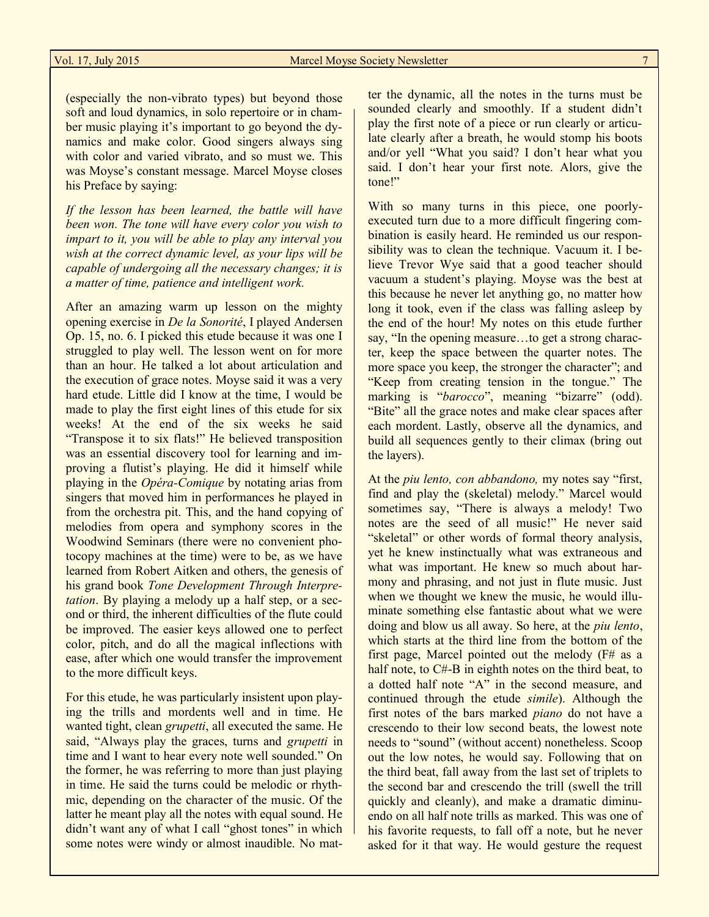(especially the non-vibrato types) but beyond those soft and loud dynamics, in solo repertoire or in chamber music playing it's important to go beyond the dynamics and make color. Good singers always sing with color and varied vibrato, and so must we. This was Moyse's constant message. Marcel Moyse closes his Preface by saying:

*If the lesson has been learned, the battle will have been won. The tone will have every color you wish to impart to it, you will be able to play any interval you wish at the correct dynamic level, as your lips will be capable of undergoing all the necessary changes; it is a matter of time, patience and intelligent work.*

After an amazing warm up lesson on the mighty opening exercise in *De la Sonorité*, I played Andersen Op. 15, no. 6. I picked this etude because it was one I struggled to play well. The lesson went on for more than an hour. He talked a lot about articulation and the execution of grace notes. Moyse said it was a very hard etude. Little did I know at the time, I would be made to play the first eight lines of this etude for six weeks! At the end of the six weeks he said "Transpose it to six flats!" He believed transposition was an essential discovery tool for learning and improving a flutist's playing. He did it himself while playing in the *Opéra-Comique* by notating arias from singers that moved him in performances he played in from the orchestra pit. This, and the hand copying of melodies from opera and symphony scores in the Woodwind Seminars (there were no convenient photocopy machines at the time) were to be, as we have learned from Robert Aitken and others, the genesis of his grand book *Tone Development Through Interpretation*. By playing a melody up a half step, or a second or third, the inherent difficulties of the flute could be improved. The easier keys allowed one to perfect color, pitch, and do all the magical inflections with ease, after which one would transfer the improvement to the more difficult keys.

For this etude, he was particularly insistent upon playing the trills and mordents well and in time. He wanted tight, clean *grupetti*, all executed the same. He said, "Always play the graces, turns and *grupetti* in time and I want to hear every note well sounded." On the former, he was referring to more than just playing in time. He said the turns could be melodic or rhythmic, depending on the character of the music. Of the latter he meant play all the notes with equal sound. He didn't want any of what I call "ghost tones" in which some notes were windy or almost inaudible. No matter the dynamic, all the notes in the turns must be sounded clearly and smoothly. If a student didn't play the first note of a piece or run clearly or articulate clearly after a breath, he would stomp his boots and/or yell "What you said? I don't hear what you said. I don't hear your first note. Alors, give the tone!"

With so many turns in this piece, one poorly-executed turn due to a more difficult fingering combination is easily heard. He reminded us our responsibility was to clean the technique. Vacuum it. I believe Trevor Wye said that a good teacher should vacuum a student's playing. Moyse was the best at this because he never let anything go, no matter how long it took, even if the class was falling asleep by the end of the hour! My notes on this etude further say, "In the opening measure…to get a strong character, keep the space between the quarter notes. The more space you keep, the stronger the character"; and "Keep from creating tension in the tongue." The marking is "*barocco*", meaning "bizarre" (odd). "Bite" all the grace notes and make clear spaces after each mordent. Lastly, observe all the dynamics, and build all sequences gently to their climax (bring out the layers).

At the *piu lento, con abbandono,* my notes say "first, find and play the (skeletal) melody." Marcel would sometimes say, "There is always a melody! Two notes are the seed of all music!" He never said "skeletal" or other words of formal theory analysis, yet he knew instinctually what was extraneous and what was important. He knew so much about harmony and phrasing, and not just in flute music. Just when we thought we knew the music, he would illuminate something else fantastic about what we were doing and blow us all away. So here, at the *piu lento*, which starts at the third line from the bottom of the first page, Marcel pointed out the melody (F# as a half note, to C#-B in eighth notes on the third beat, to a dotted half note "A" in the second measure, and continued through the etude *simile*). Although the first notes of the bars marked *piano* do not have a crescendo to their low second beats, the lowest note needs to "sound" (without accent) nonetheless. Scoop out the low notes, he would say. Following that on the third beat, fall away from the last set of triplets to the second bar and crescendo the trill (swell the trill quickly and cleanly), and make a dramatic diminuendo on all half note trills as marked. This was one of his favorite requests, to fall off a note, but he never asked for it that way. He would gesture the request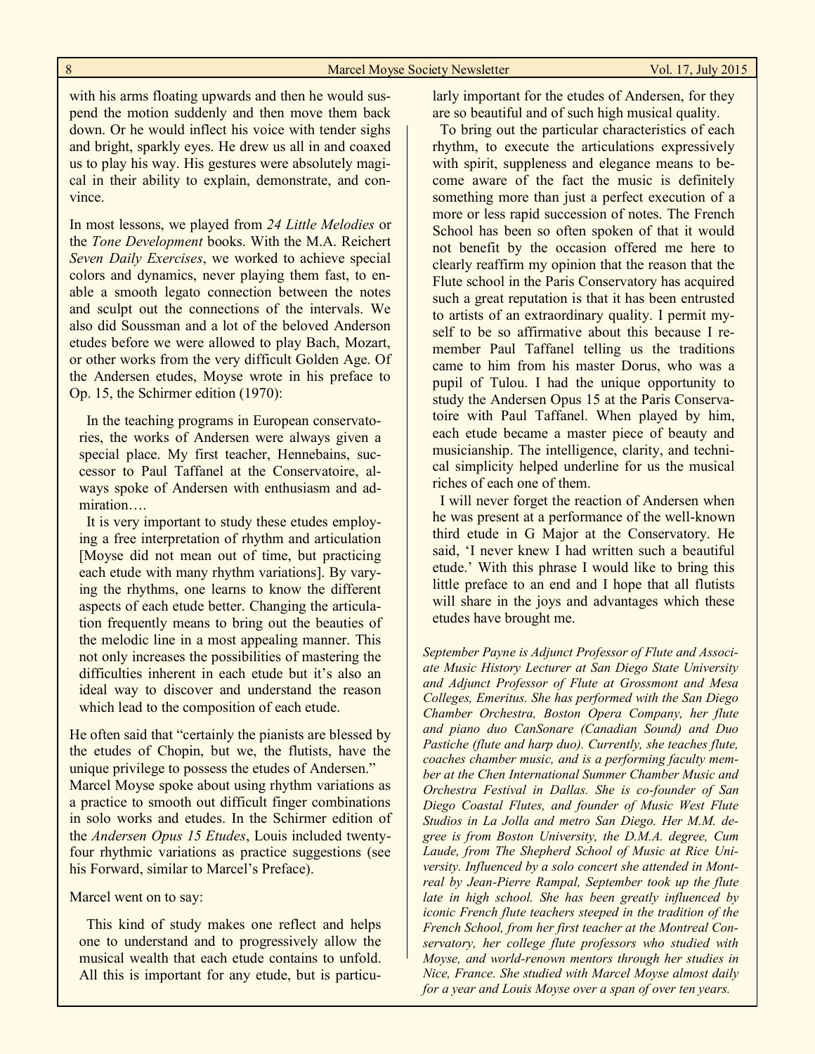with his arms floating upwards and then he would suspend the motion suddenly and then move them back down. Or he would inflect his voice with tender sighs and bright, sparkly eyes. He drew us all in and coaxed us to play his way. His gestures were absolutely magical in their ability to explain, demonstrate, and convince.

In most lessons, we played from *24 Little Melodies* or the *Tone Development* books. With the M.A. Reichert *Seven Daily Exercises*, we worked to achieve special colors and dynamics, never playing them fast, to enable a smooth legato connection between the notes and sculpt out the connections of the intervals. We also did Soussman and a lot of the beloved Anderson etudes before we were allowed to play Bach, Mozart, or other works from the very difficult Golden Age. Of the Andersen etudes, Moyse wrote in his preface to Op. 15, the Schirmer edition (1970):

> In the teaching programs in European conservatories, the works of Andersen were always given a special place. My first teacher, Hennebains, successor to Paul Taffanel at the Conservatoire, always spoke of Andersen with enthusiasm and admiration….
>
> It is very important to study these etudes employing a free interpretation of rhythm and articulation [Moyse did not mean out of time, but practicing each etude with many rhythm variations]. By varying the rhythms, one learns to know the different aspects of each etude better. Changing the articulation frequently means to bring out the beauties of the melodic line in a most appealing manner. This not only increases the possibilities of mastering the difficulties inherent in each etude but it's also an ideal way to discover and understand the reason which lead to the composition of each etude.

He often said that "certainly the pianists are blessed by the etudes of Chopin, but we, the flutists, have the unique privilege to possess the etudes of Andersen." Marcel Moyse spoke about using rhythm variations as a practice to smooth out difficult finger combinations in solo works and etudes. In the Schirmer edition of the *Andersen Opus 15 Etudes*, Louis included twenty-four rhythmic variations as practice suggestions (see his Forward, similar to Marcel's Preface).

Marcel went on to say:

> This kind of study makes one reflect and helps one to understand and to progressively allow the musical wealth that each etude contains to unfold. All this is important for any etude, but is particularly important for the etudes of Andersen, for they are so beautiful and of such high musical quality.
>
> To bring out the particular characteristics of each rhythm, to execute the articulations expressively with spirit, suppleness and elegance means to become aware of the fact the music is definitely something more than just a perfect execution of a more or less rapid succession of notes. The French School has been so often spoken of that it would not benefit by the occasion offered me here to clearly reaffirm my opinion that the reason that the Flute school in the Paris Conservatory has acquired such a great reputation is that it has been entrusted to artists of an extraordinary quality. I permit myself to be so affirmative about this because I remember Paul Taffanel telling us the traditions came to him from his master Dorus, who was a pupil of Tulou. I had the unique opportunity to study the Andersen Opus 15 at the Paris Conservatoire with Paul Taffanel. When played by him, each etude became a master piece of beauty and musicianship. The intelligence, clarity, and technical simplicity helped underline for us the musical riches of each one of them.
>
> I will never forget the reaction of Andersen when he was present at a performance of the well-known third etude in G Major at the Conservatory. He said, 'I never knew I had written such a beautiful etude.' With this phrase I would like to bring this little preface to an end and I hope that all flutists will share in the joys and advantages which these etudes have brought me.

*September Payne is Adjunct Professor of Flute and Associate Music History Lecturer at San Diego State University and Adjunct Professor of Flute at Grossmont and Mesa Colleges, Emeritus. She has performed with the San Diego Chamber Orchestra, Boston Opera Company, her flute and piano duo CanSonare (Canadian Sound) and Duo Pastiche (flute and harp duo). Currently, she teaches flute, coaches chamber music, and is a performing faculty member at the Chen International Summer Chamber Music and Orchestra Festival in Dallas. She is co-founder of San Diego Coastal Flutes, and founder of Music West Flute Studios in La Jolla and metro San Diego. Her M.M. degree is from Boston University, the D.M.A. degree, Cum Laude, from The Shepherd School of Music at Rice University. Influenced by a solo concert she attended in Montreal by Jean-Pierre Rampal, September took up the flute late in high school. She has been greatly influenced by iconic French flute teachers steeped in the tradition of the French School, from her first teacher at the Montreal Conservatory, her college flute professors who studied with Moyse, and world-renown mentors through her studies in Nice, France. She studied with Marcel Moyse almost daily for a year and Louis Moyse over a span of over ten years.*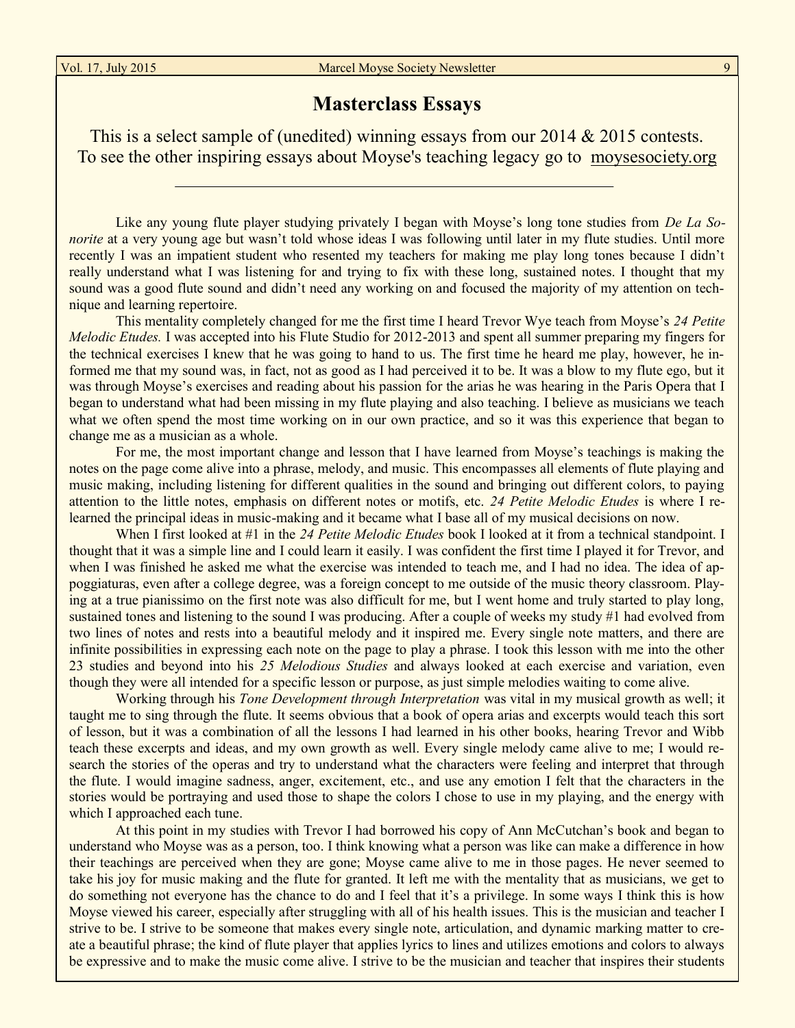## Masterclass Essays

This is a select sample of (unedited) winning essays from our 2014 & 2015 contests. To see the other inspiring essays about Moyse's teaching legacy go to moysesociety.org

---

Like any young flute player studying privately I began with Moyse's long tone studies from *De La Sonorite* at a very young age but wasn't told whose ideas I was following until later in my flute studies. Until more recently I was an impatient student who resented my teachers for making me play long tones because I didn't really understand what I was listening for and trying to fix with these long, sustained notes. I thought that my sound was a good flute sound and didn't need any working on and focused the majority of my attention on technique and learning repertoire.

This mentality completely changed for me the first time I heard Trevor Wye teach from Moyse's *24 Petite Melodic Etudes.* I was accepted into his Flute Studio for 2012-2013 and spent all summer preparing my fingers for the technical exercises I knew that he was going to hand to us. The first time he heard me play, however, he informed me that my sound was, in fact, not as good as I had perceived it to be. It was a blow to my flute ego, but it was through Moyse's exercises and reading about his passion for the arias he was hearing in the Paris Opera that I began to understand what had been missing in my flute playing and also teaching. I believe as musicians we teach what we often spend the most time working on in our own practice, and so it was this experience that began to change me as a musician as a whole.

For me, the most important change and lesson that I have learned from Moyse's teachings is making the notes on the page come alive into a phrase, melody, and music. This encompasses all elements of flute playing and music making, including listening for different qualities in the sound and bringing out different colors, to paying attention to the little notes, emphasis on different notes or motifs, etc. *24 Petite Melodic Etudes* is where I relearned the principal ideas in music-making and it became what I base all of my musical decisions on now.

When I first looked at #1 in the *24 Petite Melodic Etudes* book I looked at it from a technical standpoint. I thought that it was a simple line and I could learn it easily. I was confident the first time I played it for Trevor, and when I was finished he asked me what the exercise was intended to teach me, and I had no idea. The idea of appoggiaturas, even after a college degree, was a foreign concept to me outside of the music theory classroom. Playing at a true pianissimo on the first note was also difficult for me, but I went home and truly started to play long, sustained tones and listening to the sound I was producing. After a couple of weeks my study #1 had evolved from two lines of notes and rests into a beautiful melody and it inspired me. Every single note matters, and there are infinite possibilities in expressing each note on the page to play a phrase. I took this lesson with me into the other 23 studies and beyond into his *25 Melodious Studies* and always looked at each exercise and variation, even though they were all intended for a specific lesson or purpose, as just simple melodies waiting to come alive.

Working through his *Tone Development through Interpretation* was vital in my musical growth as well; it taught me to sing through the flute. It seems obvious that a book of opera arias and excerpts would teach this sort of lesson, but it was a combination of all the lessons I had learned in his other books, hearing Trevor and Wibb teach these excerpts and ideas, and my own growth as well. Every single melody came alive to me; I would research the stories of the operas and try to understand what the characters were feeling and interpret that through the flute. I would imagine sadness, anger, excitement, etc., and use any emotion I felt that the characters in the stories would be portraying and used those to shape the colors I chose to use in my playing, and the energy with which I approached each tune.

At this point in my studies with Trevor I had borrowed his copy of Ann McCutchan's book and began to understand who Moyse was as a person, too. I think knowing what a person was like can make a difference in how their teachings are perceived when they are gone; Moyse came alive to me in those pages. He never seemed to take his joy for music making and the flute for granted. It left me with the mentality that as musicians, we get to do something not everyone has the chance to do and I feel that it's a privilege. In some ways I think this is how Moyse viewed his career, especially after struggling with all of his health issues. This is the musician and teacher I strive to be. I strive to be someone that makes every single note, articulation, and dynamic marking matter to create a beautiful phrase; the kind of flute player that applies lyrics to lines and utilizes emotions and colors to always be expressive and to make the music come alive. I strive to be the musician and teacher that inspires their students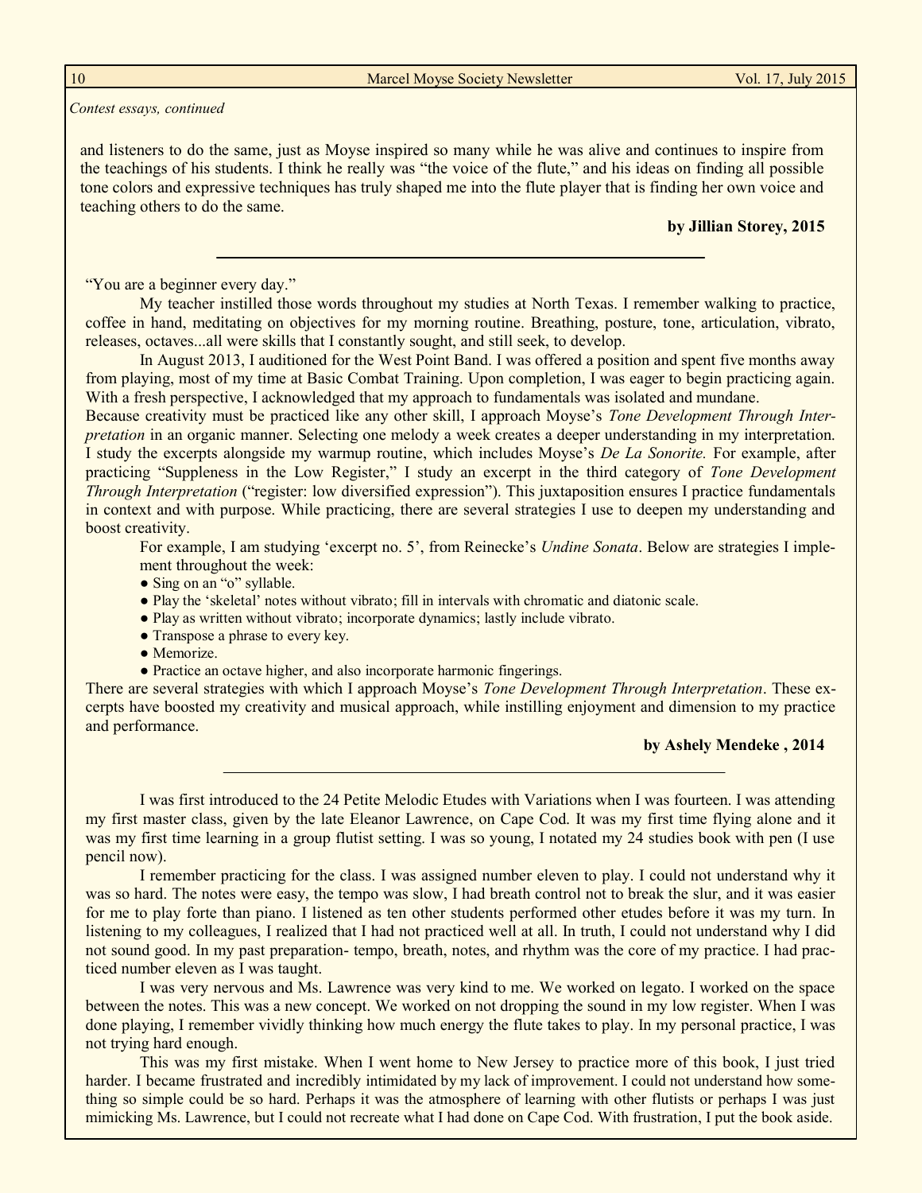*Contest essays, continued*

and listeners to do the same, just as Moyse inspired so many while he was alive and continues to inspire from the teachings of his students. I think he really was "the voice of the flute," and his ideas on finding all possible tone colors and expressive techniques has truly shaped me into the flute player that is finding her own voice and teaching others to do the same.

**by Jillian Storey, 2015**

---

"You are a beginner every day."

My teacher instilled those words throughout my studies at North Texas. I remember walking to practice, coffee in hand, meditating on objectives for my morning routine. Breathing, posture, tone, articulation, vibrato, releases, octaves...all were skills that I constantly sought, and still seek, to develop.

In August 2013, I auditioned for the West Point Band. I was offered a position and spent five months away from playing, most of my time at Basic Combat Training. Upon completion, I was eager to begin practicing again. With a fresh perspective, I acknowledged that my approach to fundamentals was isolated and mundane.

Because creativity must be practiced like any other skill, I approach Moyse's *Tone Development Through Interpretation* in an organic manner. Selecting one melody a week creates a deeper understanding in my interpretation. I study the excerpts alongside my warmup routine, which includes Moyse's *De La Sonorite.* For example, after practicing "Suppleness in the Low Register," I study an excerpt in the third category of *Tone Development Through Interpretation* ("register: low diversified expression"). This juxtaposition ensures I practice fundamentals in context and with purpose. While practicing, there are several strategies I use to deepen my understanding and boost creativity.

For example, I am studying 'excerpt no. 5', from Reinecke's *Undine Sonata*. Below are strategies I implement throughout the week:

- Sing on an "o" syllable.
- Play the 'skeletal' notes without vibrato; fill in intervals with chromatic and diatonic scale.
- Play as written without vibrato; incorporate dynamics; lastly include vibrato.
- Transpose a phrase to every key.
- Memorize.
- Practice an octave higher, and also incorporate harmonic fingerings.

There are several strategies with which I approach Moyse's *Tone Development Through Interpretation*. These excerpts have boosted my creativity and musical approach, while instilling enjoyment and dimension to my practice and performance.

**by Ashely Mendeke , 2014**

---

I was first introduced to the 24 Petite Melodic Etudes with Variations when I was fourteen. I was attending my first master class, given by the late Eleanor Lawrence, on Cape Cod. It was my first time flying alone and it was my first time learning in a group flutist setting. I was so young, I notated my 24 studies book with pen (I use pencil now).

I remember practicing for the class. I was assigned number eleven to play. I could not understand why it was so hard. The notes were easy, the tempo was slow, I had breath control not to break the slur, and it was easier for me to play forte than piano. I listened as ten other students performed other etudes before it was my turn. In listening to my colleagues, I realized that I had not practiced well at all. In truth, I could not understand why I did not sound good. In my past preparation- tempo, breath, notes, and rhythm was the core of my practice. I had practiced number eleven as I was taught.

I was very nervous and Ms. Lawrence was very kind to me. We worked on legato. I worked on the space between the notes. This was a new concept. We worked on not dropping the sound in my low register. When I was done playing, I remember vividly thinking how much energy the flute takes to play. In my personal practice, I was not trying hard enough.

This was my first mistake. When I went home to New Jersey to practice more of this book, I just tried harder. I became frustrated and incredibly intimidated by my lack of improvement. I could not understand how something so simple could be so hard. Perhaps it was the atmosphere of learning with other flutists or perhaps I was just mimicking Ms. Lawrence, but I could not recreate what I had done on Cape Cod. With frustration, I put the book aside.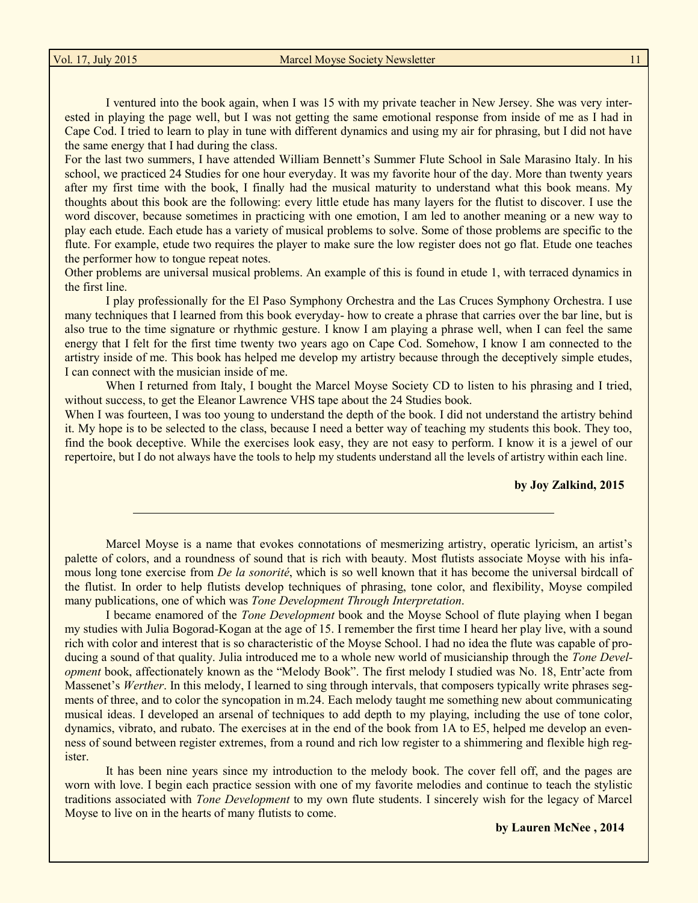I ventured into the book again, when I was 15 with my private teacher in New Jersey. She was very interested in playing the page well, but I was not getting the same emotional response from inside of me as I had in Cape Cod. I tried to learn to play in tune with different dynamics and using my air for phrasing, but I did not have the same energy that I had during the class.

For the last two summers, I have attended William Bennett's Summer Flute School in Sale Marasino Italy. In his school, we practiced 24 Studies for one hour everyday. It was my favorite hour of the day. More than twenty years after my first time with the book, I finally had the musical maturity to understand what this book means. My thoughts about this book are the following: every little etude has many layers for the flutist to discover. I use the word discover, because sometimes in practicing with one emotion, I am led to another meaning or a new way to play each etude. Each etude has a variety of musical problems to solve. Some of those problems are specific to the flute. For example, etude two requires the player to make sure the low register does not go flat. Etude one teaches the performer how to tongue repeat notes.

Other problems are universal musical problems. An example of this is found in etude 1, with terraced dynamics in the first line.

I play professionally for the El Paso Symphony Orchestra and the Las Cruces Symphony Orchestra. I use many techniques that I learned from this book everyday- how to create a phrase that carries over the bar line, but is also true to the time signature or rhythmic gesture. I know I am playing a phrase well, when I can feel the same energy that I felt for the first time twenty two years ago on Cape Cod. Somehow, I know I am connected to the artistry inside of me. This book has helped me develop my artistry because through the deceptively simple etudes, I can connect with the musician inside of me.

When I returned from Italy, I bought the Marcel Moyse Society CD to listen to his phrasing and I tried, without success, to get the Eleanor Lawrence VHS tape about the 24 Studies book.

When I was fourteen, I was too young to understand the depth of the book. I did not understand the artistry behind it. My hope is to be selected to the class, because I need a better way of teaching my students this book. They too, find the book deceptive. While the exercises look easy, they are not easy to perform. I know it is a jewel of our repertoire, but I do not always have the tools to help my students understand all the levels of artistry within each line.

**by Joy Zalkind, 2015**

---

Marcel Moyse is a name that evokes connotations of mesmerizing artistry, operatic lyricism, an artist's palette of colors, and a roundness of sound that is rich with beauty. Most flutists associate Moyse with his infamous long tone exercise from *De la sonorité*, which is so well known that it has become the universal birdcall of the flutist. In order to help flutists develop techniques of phrasing, tone color, and flexibility, Moyse compiled many publications, one of which was *Tone Development Through Interpretation*.

I became enamored of the *Tone Development* book and the Moyse School of flute playing when I began my studies with Julia Bogorad-Kogan at the age of 15. I remember the first time I heard her play live, with a sound rich with color and interest that is so characteristic of the Moyse School. I had no idea the flute was capable of producing a sound of that quality. Julia introduced me to a whole new world of musicianship through the *Tone Development* book, affectionately known as the "Melody Book". The first melody I studied was No. 18, Entr'acte from Massenet's *Werther*. In this melody, I learned to sing through intervals, that composers typically write phrases segments of three, and to color the syncopation in m.24. Each melody taught me something new about communicating musical ideas. I developed an arsenal of techniques to add depth to my playing, including the use of tone color, dynamics, vibrato, and rubato. The exercises at in the end of the book from 1A to E5, helped me develop an evenness of sound between register extremes, from a round and rich low register to a shimmering and flexible high register.

It has been nine years since my introduction to the melody book. The cover fell off, and the pages are worn with love. I begin each practice session with one of my favorite melodies and continue to teach the stylistic traditions associated with *Tone Development* to my own flute students. I sincerely wish for the legacy of Marcel Moyse to live on in the hearts of many flutists to come.

**by Lauren McNee , 2014**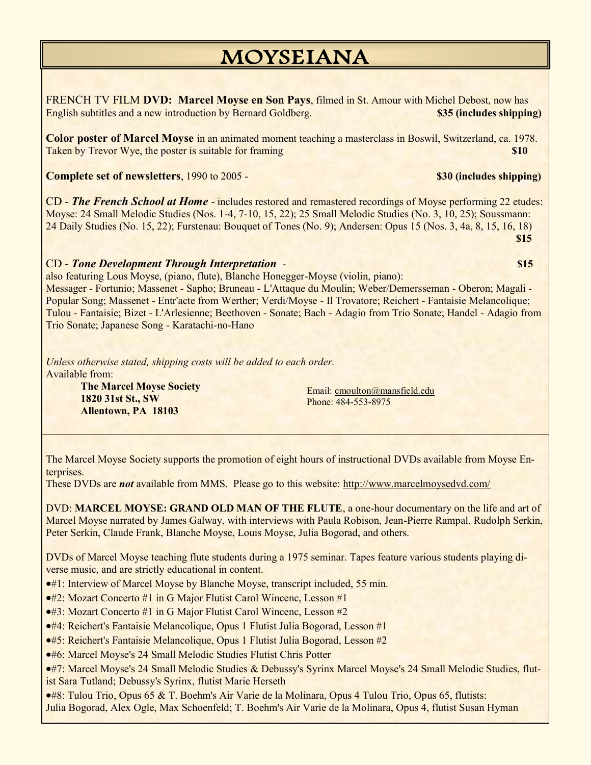# MOYSEIANA

FRENCH TV FILM **DVD: Marcel Moyse en Son Pays**, filmed in St. Amour with Michel Debost, now has English subtitles and a new introduction by Bernard Goldberg. **$35 (includes shipping)**

**Color poster of Marcel Moyse** in an animated moment teaching a masterclass in Boswil, Switzerland, ca. 1978. Taken by Trevor Wye, the poster is suitable for framing **$10**

**Complete set of newsletters**, 1990 to 2005 - **$30 (includes shipping)**

CD - ***The French School at Home*** - includes restored and remastered recordings of Moyse performing 22 etudes: Moyse: 24 Small Melodic Studies (Nos. 1-4, 7-10, 15, 22); 25 Small Melodic Studies (No. 3, 10, 25); Soussmann: 24 Daily Studies (No. 15, 22); Furstenau: Bouquet of Tones (No. 9); Andersen: Opus 15 (Nos. 3, 4a, 8, 15, 16, 18) **$15**

CD - ***Tone Development Through Interpretation*** - **$15**
also featuring Lous Moyse, (piano, flute), Blanche Honegger-Moyse (violin, piano):
Messager - Fortunio; Massenet - Sapho; Bruneau - L'Attaque du Moulin; Weber/Demersseman - Oberon; Magali - Popular Song; Massenet - Entr'acte from Werther; Verdi/Moyse - Il Trovatore; Reichert - Fantaisie Melancolique; Tulou - Fantaisie; Bizet - L'Arlesienne; Beethoven - Sonate; Bach - Adagio from Trio Sonate; Handel - Adagio from Trio Sonate; Japanese Song - Karatachi-no-Hano

*Unless otherwise stated, shipping costs will be added to each order.*
Available from:

**The Marcel Moyse Society**
**1820 31st St., SW**
**Allentown, PA 18103**

Email: cmoulton@mansfield.edu
Phone: 484-553-8975

---

The Marcel Moyse Society supports the promotion of eight hours of instructional DVDs available from Moyse Enterprises.
These DVDs are ***not*** available from MMS. Please go to this website: http://www.marcelmoysedvd.com/

DVD: **MARCEL MOYSE: GRAND OLD MAN OF THE FLUTE**, a one-hour documentary on the life and art of Marcel Moyse narrated by James Galway, with interviews with Paula Robison, Jean-Pierre Rampal, Rudolph Serkin, Peter Serkin, Claude Frank, Blanche Moyse, Louis Moyse, Julia Bogorad, and others.

DVDs of Marcel Moyse teaching flute students during a 1975 seminar. Tapes feature various students playing diverse music, and are strictly educational in content.

- #1: Interview of Marcel Moyse by Blanche Moyse, transcript included, 55 min.
- #2: Mozart Concerto #1 in G Major Flutist Carol Wincenc, Lesson #1
- #3: Mozart Concerto #1 in G Major Flutist Carol Wincenc, Lesson #2
- #4: Reichert's Fantaisie Melancolique, Opus 1 Flutist Julia Bogorad, Lesson #1
- #5: Reichert's Fantaisie Melancolique, Opus 1 Flutist Julia Bogorad, Lesson #2
- #6: Marcel Moyse's 24 Small Melodic Studies Flutist Chris Potter
- #7: Marcel Moyse's 24 Small Melodic Studies & Debussy's Syrinx Marcel Moyse's 24 Small Melodic Studies, flutist Sara Tutland; Debussy's Syrinx, flutist Marie Herseth
- #8: Tulou Trio, Opus 65 & T. Boehm's Air Varie de la Molinara, Opus 4 Tulou Trio, Opus 65, flutists: Julia Bogorad, Alex Ogle, Max Schoenfeld; T. Boehm's Air Varie de la Molinara, Opus 4, flutist Susan Hyman